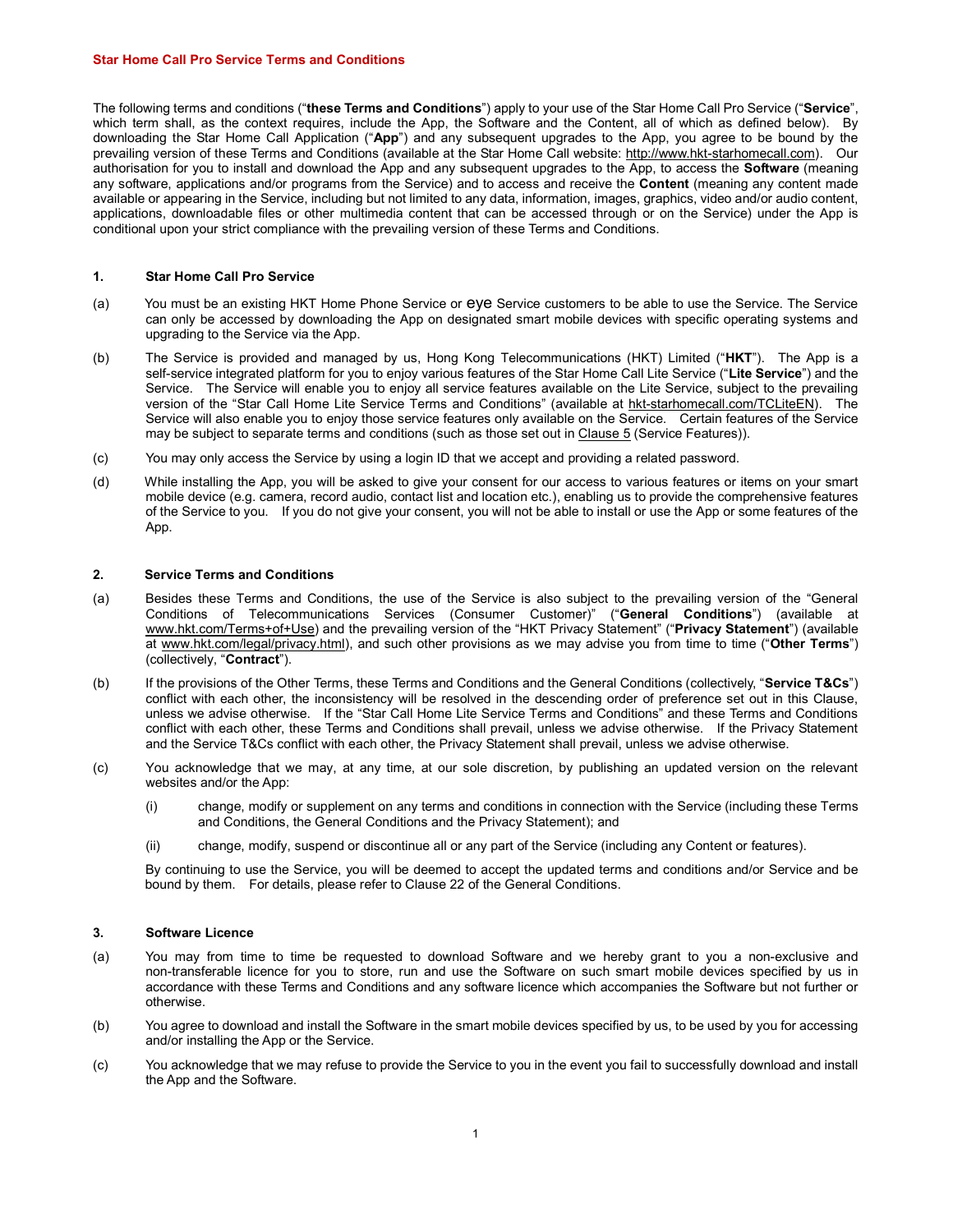# Star Home Call Pro Service Terms and Conditions

The following terms and conditions ("**these Terms and Conditions**") apply to your use of the Star Home Call Pro Service ("**Service**", which term shall, as the context requires, include the App, the Software and the Content, all of which as defined below). By downloading the Star Home Call Application ("**App**") and any subsequent upgrades to the App, you agree to be bound by the prevailing version of these Terms and Conditions (available at the Star Home Call website: http://www.hkt-starhomecall.com). Our authorisation for you to install and download the App and any subsequent upgrades to the App, to access the **Software** (meaning any software, applications and/or programs from the Service) and to access and receive the **Content** (meaning any content made available or appearing in the Service, including but not limited to any data, information, images, graphics, video and/or audio content, applications, downloadable files or other multimedia content that can be accessed through or on the Service) under the App is conditional upon your strict compliance with the prevailing version of these Terms and Conditions.

## 1. Star Home Call Pro Service

(a) You must be an existing HKT Home Phone Service or eye Service customers to be able to use the Service. The Service can only be accessed by downloading the App on designated smart mobile devices with specific operating systems and upgrading to the Service via the App.

(b) The Service is provided and managed by us, Hong Kong Telecommunications (HKT) Limited ("**HKT**"). The App is a self-service integrated platform for you to enjoy various features of the Star Home Call Lite Service ("**Lite Service**") and the Service. The Service will enable you to enjoy all service features available on the Lite Service, subject to the prevailing version of the "Star Call Home Lite Service Terms and Conditions" (available at hkt-starhomecall.com/TCLiteEN). The Service will also enable you to enjoy those service features only available on the Service. Certain features of the Service may be subject to separate terms and conditions (such as those set out in Clause 5 (Service Features)).

(c) You may only access the Service by using a login ID that we accept and providing a related password.

(d) While installing the App, you will be asked to give your consent for our access to various features or items on your smart mobile device (e.g. camera, record audio, contact list and location etc.), enabling us to provide the comprehensive features of the Service to you. If you do not give your consent, you will not be able to install or use the App or some features of the App.

## 2. Service Terms and Conditions

(a) Besides these Terms and Conditions, the use of the Service is also subject to the prevailing version of the "General Conditions of Telecommunications Services (Consumer Customer)" ("**General Conditions**") (available at www.hkt.com/Terms+of+Use) and the prevailing version of the "HKT Privacy Statement" ("**Privacy Statement**") (available at www.hkt.com/legal/privacy.html), and such other provisions as we may advise you from time to time ("**Other Terms**") (collectively, "**Contract**").

(b) If the provisions of the Other Terms, these Terms and Conditions and the General Conditions (collectively, "**Service T&Cs**") conflict with each other, the inconsistency will be resolved in the descending order of preference set out in this Clause, unless we advise otherwise. If the "Star Call Home Lite Service Terms and Conditions" and these Terms and Conditions conflict with each other, these Terms and Conditions shall prevail, unless we advise otherwise. If the Privacy Statement and the Service T&Cs conflict with each other, the Privacy Statement shall prevail, unless we advise otherwise.

(c) You acknowledge that we may, at any time, at our sole discretion, by publishing an updated version on the relevant websites and/or the App:

(i) change, modify or supplement on any terms and conditions in connection with the Service (including these Terms and Conditions, the General Conditions and the Privacy Statement); and

(ii) change, modify, suspend or discontinue all or any part of the Service (including any Content or features).

By continuing to use the Service, you will be deemed to accept the updated terms and conditions and/or Service and be bound by them. For details, please refer to Clause 22 of the General Conditions.

## 3. Software Licence

(a) You may from time to time be requested to download Software and we hereby grant to you a non-exclusive and non-transferable licence for you to store, run and use the Software on such smart mobile devices specified by us in accordance with these Terms and Conditions and any software licence which accompanies the Software but not further or otherwise.

(b) You agree to download and install the Software in the smart mobile devices specified by us, to be used by you for accessing and/or installing the App or the Service.

(c) You acknowledge that we may refuse to provide the Service to you in the event you fail to successfully download and install the App and the Software.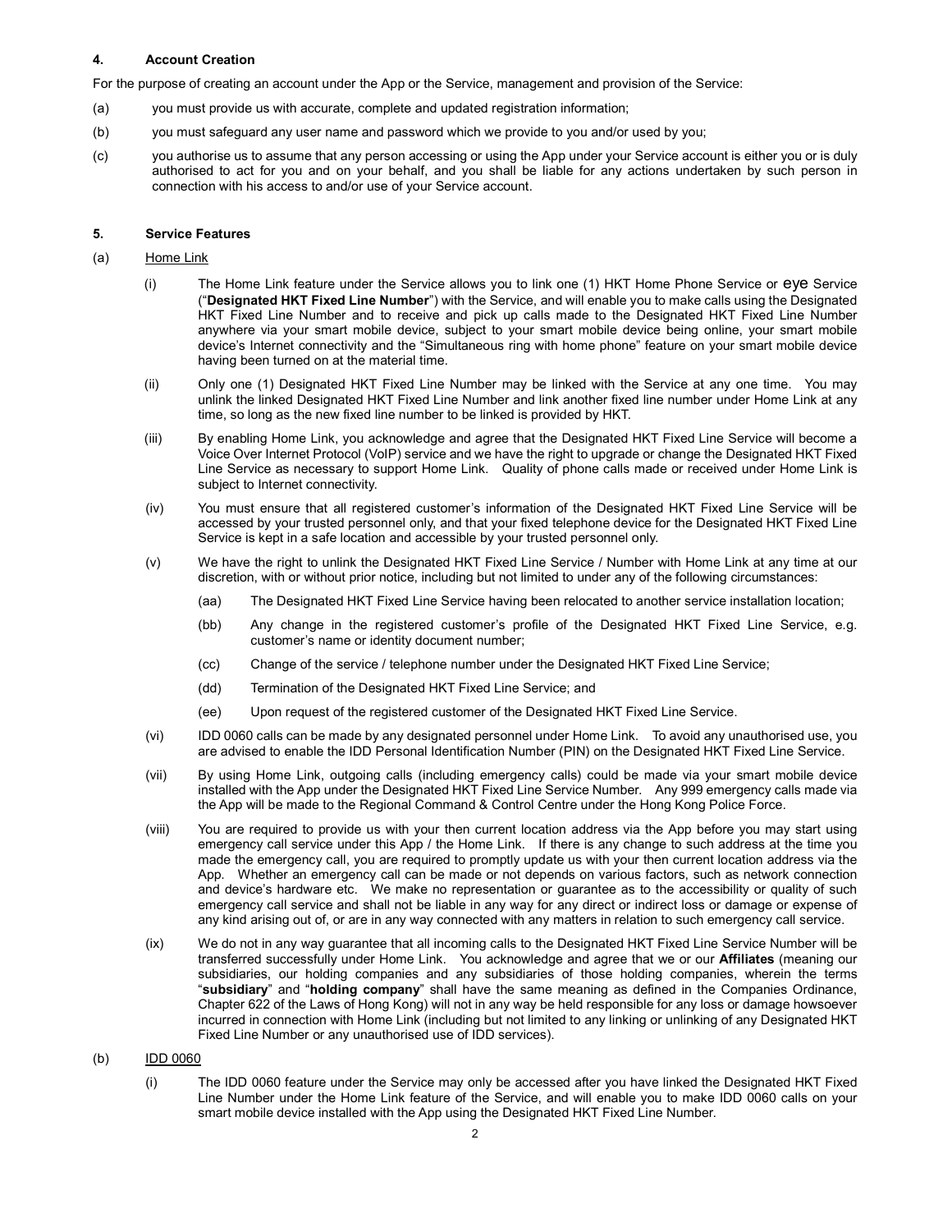## 4. Account Creation

For the purpose of creating an account under the App or the Service, management and provision of the Service:

(a) you must provide us with accurate, complete and updated registration information;

(b) you must safeguard any user name and password which we provide to you and/or used by you;

(c) you authorise us to assume that any person accessing or using the App under your Service account is either you or is duly authorised to act for you and on your behalf, and you shall be liable for any actions undertaken by such person in connection with his access to and/or use of your Service account.

## 5. Service Features

(a) Home Link

(i) The Home Link feature under the Service allows you to link one (1) HKT Home Phone Service or eye Service ("**Designated HKT Fixed Line Number**") with the Service, and will enable you to make calls using the Designated HKT Fixed Line Number and to receive and pick up calls made to the Designated HKT Fixed Line Number anywhere via your smart mobile device, subject to your smart mobile device being online, your smart mobile device's Internet connectivity and the "Simultaneous ring with home phone" feature on your smart mobile device having been turned on at the material time.

(ii) Only one (1) Designated HKT Fixed Line Number may be linked with the Service at any one time. You may unlink the linked Designated HKT Fixed Line Number and link another fixed line number under Home Link at any time, so long as the new fixed line number to be linked is provided by HKT.

(iii) By enabling Home Link, you acknowledge and agree that the Designated HKT Fixed Line Service will become a Voice Over Internet Protocol (VoIP) service and we have the right to upgrade or change the Designated HKT Fixed Line Service as necessary to support Home Link. Quality of phone calls made or received under Home Link is subject to Internet connectivity.

(iv) You must ensure that all registered customer's information of the Designated HKT Fixed Line Service will be accessed by your trusted personnel only, and that your fixed telephone device for the Designated HKT Fixed Line Service is kept in a safe location and accessible by your trusted personnel only.

(v) We have the right to unlink the Designated HKT Fixed Line Service / Number with Home Link at any time at our discretion, with or without prior notice, including but not limited to under any of the following circumstances:

(aa) The Designated HKT Fixed Line Service having been relocated to another service installation location;

(bb) Any change in the registered customer's profile of the Designated HKT Fixed Line Service, e.g. customer's name or identity document number;

(cc) Change of the service / telephone number under the Designated HKT Fixed Line Service;

(dd) Termination of the Designated HKT Fixed Line Service; and

(ee) Upon request of the registered customer of the Designated HKT Fixed Line Service.

(vi) IDD 0060 calls can be made by any designated personnel under Home Link. To avoid any unauthorised use, you are advised to enable the IDD Personal Identification Number (PIN) on the Designated HKT Fixed Line Service.

(vii) By using Home Link, outgoing calls (including emergency calls) could be made via your smart mobile device installed with the App under the Designated HKT Fixed Line Service Number. Any 999 emergency calls made via the App will be made to the Regional Command & Control Centre under the Hong Kong Police Force.

(viii) You are required to provide us with your then current location address via the App before you may start using emergency call service under this App / the Home Link. If there is any change to such address at the time you made the emergency call, you are required to promptly update us with your then current location address via the App. Whether an emergency call can be made or not depends on various factors, such as network connection and device's hardware etc. We make no representation or guarantee as to the accessibility or quality of such emergency call service and shall not be liable in any way for any direct or indirect loss or damage or expense of any kind arising out of, or are in any way connected with any matters in relation to such emergency call service.

(ix) We do not in any way guarantee that all incoming calls to the Designated HKT Fixed Line Service Number will be transferred successfully under Home Link. You acknowledge and agree that we or our **Affiliates** (meaning our subsidiaries, our holding companies and any subsidiaries of those holding companies, wherein the terms "**subsidiary**" and "**holding company**" shall have the same meaning as defined in the Companies Ordinance, Chapter 622 of the Laws of Hong Kong) will not in any way be held responsible for any loss or damage howsoever incurred in connection with Home Link (including but not limited to any linking or unlinking of any Designated HKT Fixed Line Number or any unauthorised use of IDD services).

(b) IDD 0060

(i) The IDD 0060 feature under the Service may only be accessed after you have linked the Designated HKT Fixed Line Number under the Home Link feature of the Service, and will enable you to make IDD 0060 calls on your smart mobile device installed with the App using the Designated HKT Fixed Line Number.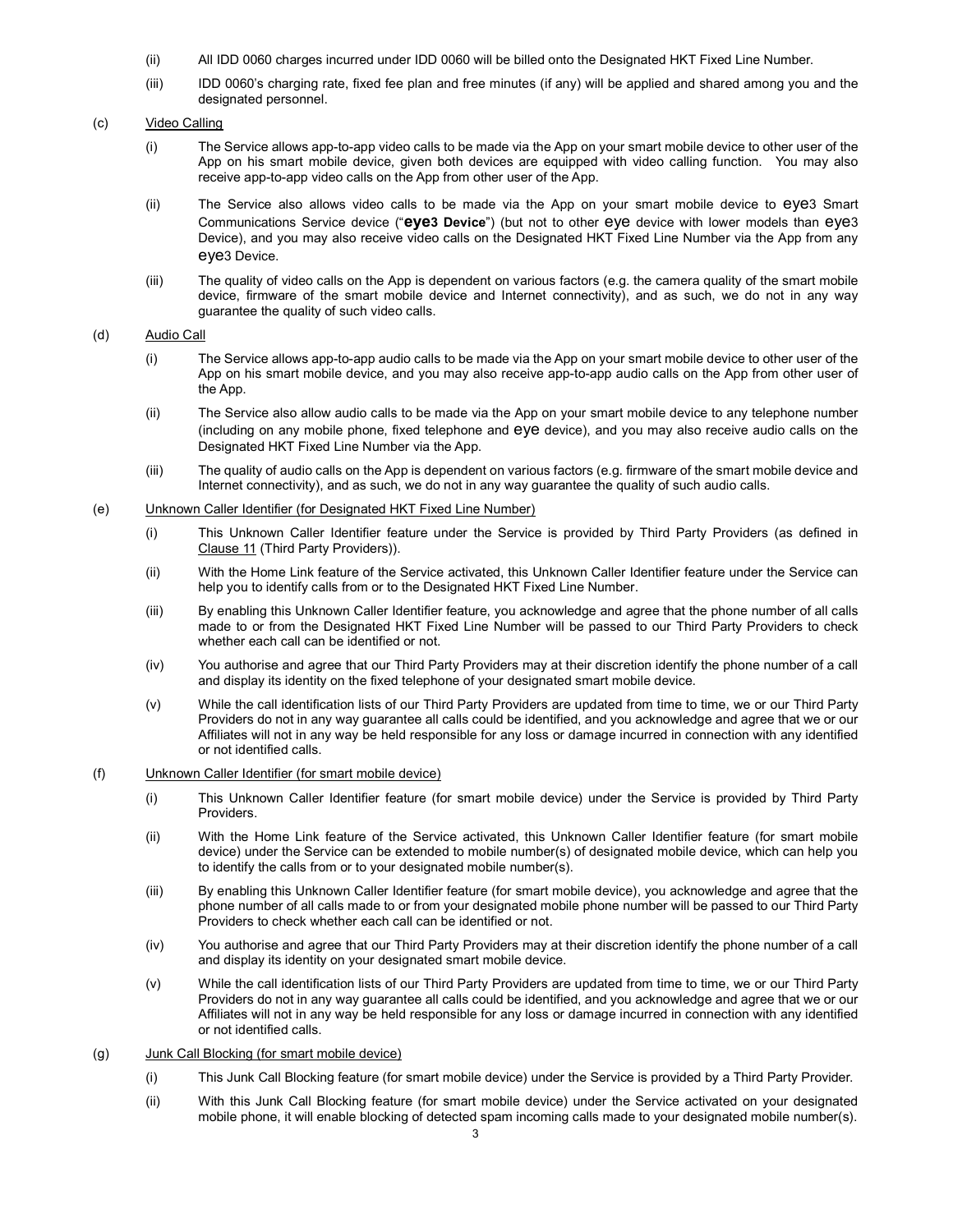(ii) All IDD 0060 charges incurred under IDD 0060 will be billed onto the Designated HKT Fixed Line Number.

(iii) IDD 0060's charging rate, fixed fee plan and free minutes (if any) will be applied and shared among you and the designated personnel.

(c) Video Calling

(i) The Service allows app-to-app video calls to be made via the App on your smart mobile device to other user of the App on his smart mobile device, given both devices are equipped with video calling function. You may also receive app-to-app video calls on the App from other user of the App.

(ii) The Service also allows video calls to be made via the App on your smart mobile device to eye3 Smart Communications Service device ("**eye3 Device**") (but not to other eye device with lower models than eye3 Device), and you may also receive video calls on the Designated HKT Fixed Line Number via the App from any eye3 Device.

(iii) The quality of video calls on the App is dependent on various factors (e.g. the camera quality of the smart mobile device, firmware of the smart mobile device and Internet connectivity), and as such, we do not in any way guarantee the quality of such video calls.

(d) Audio Call

(i) The Service allows app-to-app audio calls to be made via the App on your smart mobile device to other user of the App on his smart mobile device, and you may also receive app-to-app audio calls on the App from other user of the App.

(ii) The Service also allow audio calls to be made via the App on your smart mobile device to any telephone number (including on any mobile phone, fixed telephone and eye device), and you may also receive audio calls on the Designated HKT Fixed Line Number via the App.

(iii) The quality of audio calls on the App is dependent on various factors (e.g. firmware of the smart mobile device and Internet connectivity), and as such, we do not in any way guarantee the quality of such audio calls.

(e) Unknown Caller Identifier (for Designated HKT Fixed Line Number)

(i) This Unknown Caller Identifier feature under the Service is provided by Third Party Providers (as defined in Clause 11 (Third Party Providers)).

(ii) With the Home Link feature of the Service activated, this Unknown Caller Identifier feature under the Service can help you to identify calls from or to the Designated HKT Fixed Line Number.

(iii) By enabling this Unknown Caller Identifier feature, you acknowledge and agree that the phone number of all calls made to or from the Designated HKT Fixed Line Number will be passed to our Third Party Providers to check whether each call can be identified or not.

(iv) You authorise and agree that our Third Party Providers may at their discretion identify the phone number of a call and display its identity on the fixed telephone of your designated smart mobile device.

(v) While the call identification lists of our Third Party Providers are updated from time to time, we or our Third Party Providers do not in any way guarantee all calls could be identified, and you acknowledge and agree that we or our Affiliates will not in any way be held responsible for any loss or damage incurred in connection with any identified or not identified calls.

(f) Unknown Caller Identifier (for smart mobile device)

(i) This Unknown Caller Identifier feature (for smart mobile device) under the Service is provided by Third Party Providers.

(ii) With the Home Link feature of the Service activated, this Unknown Caller Identifier feature (for smart mobile device) under the Service can be extended to mobile number(s) of designated mobile device, which can help you to identify the calls from or to your designated mobile number(s).

(iii) By enabling this Unknown Caller Identifier feature (for smart mobile device), you acknowledge and agree that the phone number of all calls made to or from your designated mobile phone number will be passed to our Third Party Providers to check whether each call can be identified or not.

(iv) You authorise and agree that our Third Party Providers may at their discretion identify the phone number of a call and display its identity on your designated smart mobile device.

(v) While the call identification lists of our Third Party Providers are updated from time to time, we or our Third Party Providers do not in any way guarantee all calls could be identified, and you acknowledge and agree that we or our Affiliates will not in any way be held responsible for any loss or damage incurred in connection with any identified or not identified calls.

(g) Junk Call Blocking (for smart mobile device)

(i) This Junk Call Blocking feature (for smart mobile device) under the Service is provided by a Third Party Provider.

(ii) With this Junk Call Blocking feature (for smart mobile device) under the Service activated on your designated mobile phone, it will enable blocking of detected spam incoming calls made to your designated mobile number(s).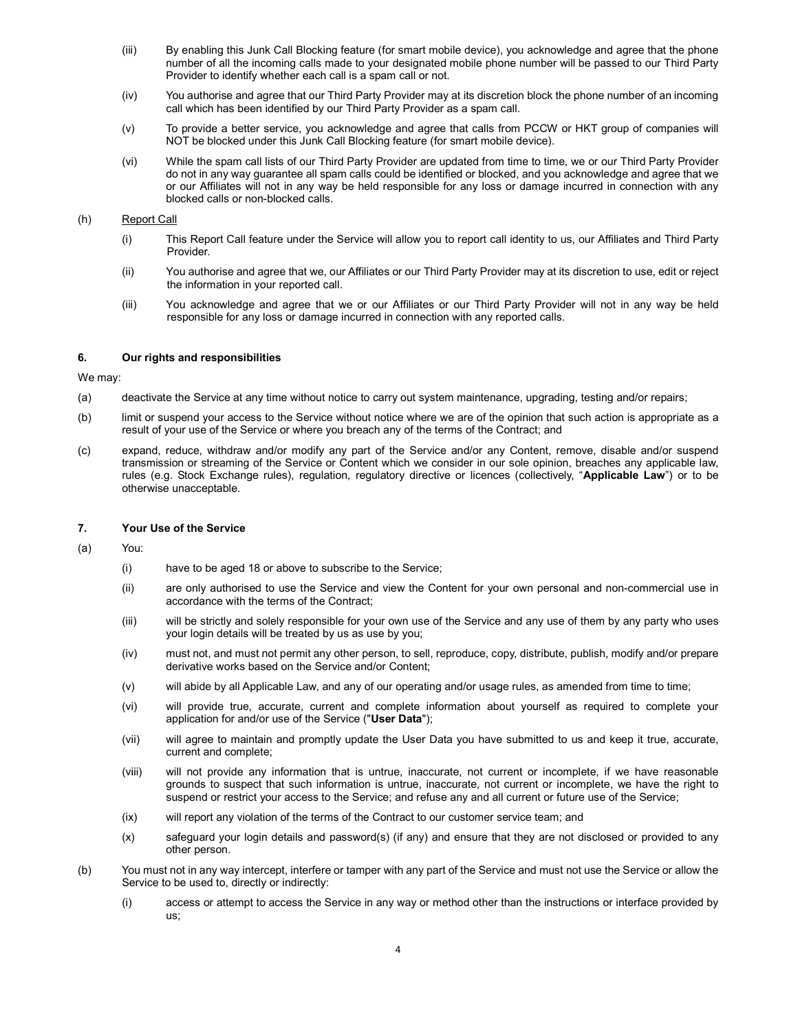(iii) By enabling this Junk Call Blocking feature (for smart mobile device), you acknowledge and agree that the phone number of all the incoming calls made to your designated mobile phone number will be passed to our Third Party Provider to identify whether each call is a spam call or not.

(iv) You authorise and agree that our Third Party Provider may at its discretion block the phone number of an incoming call which has been identified by our Third Party Provider as a spam call.

(v) To provide a better service, you acknowledge and agree that calls from PCCW or HKT group of companies will NOT be blocked under this Junk Call Blocking feature (for smart mobile device).

(vi) While the spam call lists of our Third Party Provider are updated from time to time, we or our Third Party Provider do not in any way guarantee all spam calls could be identified or blocked, and you acknowledge and agree that we or our Affiliates will not in any way be held responsible for any loss or damage incurred in connection with any blocked calls or non-blocked calls.

(h) Report Call

(i) This Report Call feature under the Service will allow you to report call identity to us, our Affiliates and Third Party Provider.

(ii) You authorise and agree that we, our Affiliates or our Third Party Provider may at its discretion to use, edit or reject the information in your reported call.

(iii) You acknowledge and agree that we or our Affiliates or our Third Party Provider will not in any way be held responsible for any loss or damage incurred in connection with any reported calls.

## 6. Our rights and responsibilities

We may:

(a) deactivate the Service at any time without notice to carry out system maintenance, upgrading, testing and/or repairs;

(b) limit or suspend your access to the Service without notice where we are of the opinion that such action is appropriate as a result of your use of the Service or where you breach any of the terms of the Contract; and

(c) expand, reduce, withdraw and/or modify any part of the Service and/or any Content, remove, disable and/or suspend transmission or streaming of the Service or Content which we consider in our sole opinion, breaches any applicable law, rules (e.g. Stock Exchange rules), regulation, regulatory directive or licences (collectively, "**Applicable Law**") or to be otherwise unacceptable.

## 7. Your Use of the Service

(a) You:

(i) have to be aged 18 or above to subscribe to the Service;

(ii) are only authorised to use the Service and view the Content for your own personal and non-commercial use in accordance with the terms of the Contract;

(iii) will be strictly and solely responsible for your own use of the Service and any use of them by any party who uses your login details will be treated by us as use by you;

(iv) must not, and must not permit any other person, to sell, reproduce, copy, distribute, publish, modify and/or prepare derivative works based on the Service and/or Content;

(v) will abide by all Applicable Law, and any of our operating and/or usage rules, as amended from time to time;

(vi) will provide true, accurate, current and complete information about yourself as required to complete your application for and/or use of the Service ("**User Data**");

(vii) will agree to maintain and promptly update the User Data you have submitted to us and keep it true, accurate, current and complete;

(viii) will not provide any information that is untrue, inaccurate, not current or incomplete, if we have reasonable grounds to suspect that such information is untrue, inaccurate, not current or incomplete, we have the right to suspend or restrict your access to the Service; and refuse any and all current or future use of the Service;

(ix) will report any violation of the terms of the Contract to our customer service team; and

(x) safeguard your login details and password(s) (if any) and ensure that they are not disclosed or provided to any other person.

(b) You must not in any way intercept, interfere or tamper with any part of the Service and must not use the Service or allow the Service to be used to, directly or indirectly:

(i) access or attempt to access the Service in any way or method other than the instructions or interface provided by us;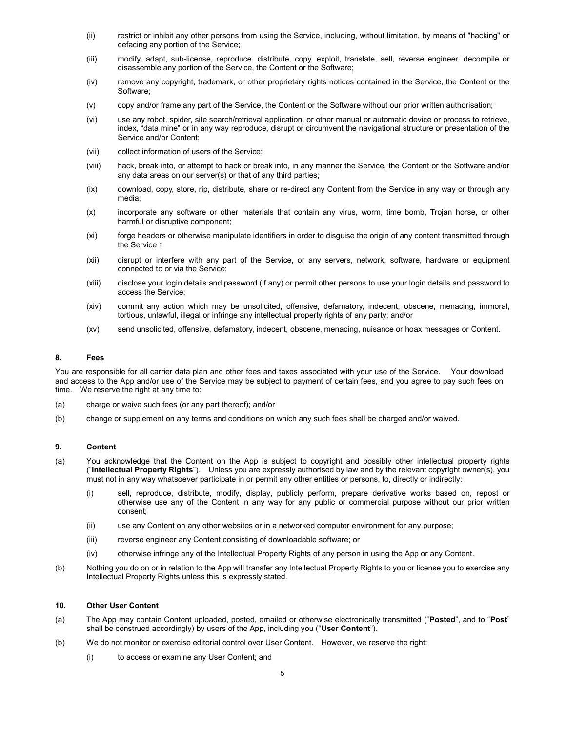(ii) restrict or inhibit any other persons from using the Service, including, without limitation, by means of "hacking" or defacing any portion of the Service;

(iii) modify, adapt, sub-license, reproduce, distribute, copy, exploit, translate, sell, reverse engineer, decompile or disassemble any portion of the Service, the Content or the Software;

(iv) remove any copyright, trademark, or other proprietary rights notices contained in the Service, the Content or the Software;

(v) copy and/or frame any part of the Service, the Content or the Software without our prior written authorisation;

(vi) use any robot, spider, site search/retrieval application, or other manual or automatic device or process to retrieve, index, "data mine" or in any way reproduce, disrupt or circumvent the navigational structure or presentation of the Service and/or Content;

(vii) collect information of users of the Service;

(viii) hack, break into, or attempt to hack or break into, in any manner the Service, the Content or the Software and/or any data areas on our server(s) or that of any third parties;

(ix) download, copy, store, rip, distribute, share or re-direct any Content from the Service in any way or through any media;

(x) incorporate any software or other materials that contain any virus, worm, time bomb, Trojan horse, or other harmful or disruptive component;

(xi) forge headers or otherwise manipulate identifiers in order to disguise the origin of any content transmitted through the Service；

(xii) disrupt or interfere with any part of the Service, or any servers, network, software, hardware or equipment connected to or via the Service;

(xiii) disclose your login details and password (if any) or permit other persons to use your login details and password to access the Service;

(xiv) commit any action which may be unsolicited, offensive, defamatory, indecent, obscene, menacing, immoral, tortious, unlawful, illegal or infringe any intellectual property rights of any party; and/or

(xv) send unsolicited, offensive, defamatory, indecent, obscene, menacing, nuisance or hoax messages or Content.

## 8. Fees

You are responsible for all carrier data plan and other fees and taxes associated with your use of the Service. Your download and access to the App and/or use of the Service may be subject to payment of certain fees, and you agree to pay such fees on time. We reserve the right at any time to:

(a) charge or waive such fees (or any part thereof); and/or

(b) change or supplement on any terms and conditions on which any such fees shall be charged and/or waived.

## 9. Content

(a) You acknowledge that the Content on the App is subject to copyright and possibly other intellectual property rights ("**Intellectual Property Rights**"). Unless you are expressly authorised by law and by the relevant copyright owner(s), you must not in any way whatsoever participate in or permit any other entities or persons, to, directly or indirectly:

(i) sell, reproduce, distribute, modify, display, publicly perform, prepare derivative works based on, repost or otherwise use any of the Content in any way for any public or commercial purpose without our prior written consent;

(ii) use any Content on any other websites or in a networked computer environment for any purpose;

(iii) reverse engineer any Content consisting of downloadable software; or

(iv) otherwise infringe any of the Intellectual Property Rights of any person in using the App or any Content.

(b) Nothing you do on or in relation to the App will transfer any Intellectual Property Rights to you or license you to exercise any Intellectual Property Rights unless this is expressly stated.

## 10. Other User Content

(a) The App may contain Content uploaded, posted, emailed or otherwise electronically transmitted ("**Posted**", and to "**Post**" shall be construed accordingly) by users of the App, including you ("**User Content**").

(b) We do not monitor or exercise editorial control over User Content. However, we reserve the right:

(i) to access or examine any User Content; and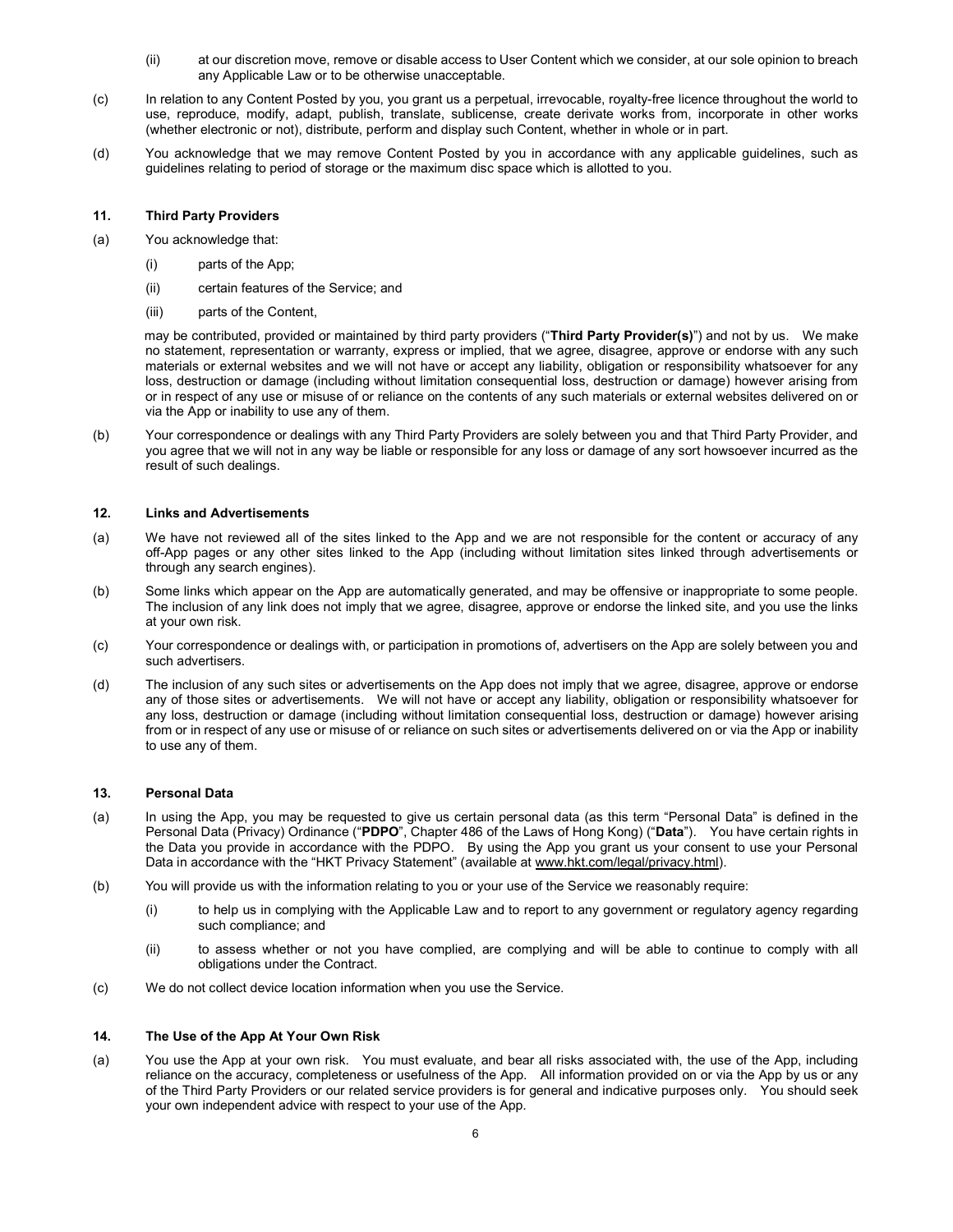(ii) at our discretion move, remove or disable access to User Content which we consider, at our sole opinion to breach any Applicable Law or to be otherwise unacceptable.

(c) In relation to any Content Posted by you, you grant us a perpetual, irrevocable, royalty-free licence throughout the world to use, reproduce, modify, adapt, publish, translate, sublicense, create derivate works from, incorporate in other works (whether electronic or not), distribute, perform and display such Content, whether in whole or in part.

(d) You acknowledge that we may remove Content Posted by you in accordance with any applicable guidelines, such as guidelines relating to period of storage or the maximum disc space which is allotted to you.

### 11. Third Party Providers

(a) You acknowledge that:

(i) parts of the App;

(ii) certain features of the Service; and

(iii) parts of the Content,

may be contributed, provided or maintained by third party providers ("**Third Party Provider(s)**") and not by us. We make no statement, representation or warranty, express or implied, that we agree, disagree, approve or endorse with any such materials or external websites and we will not have or accept any liability, obligation or responsibility whatsoever for any loss, destruction or damage (including without limitation consequential loss, destruction or damage) however arising from or in respect of any use or misuse of or reliance on the contents of any such materials or external websites delivered on or via the App or inability to use any of them.

(b) Your correspondence or dealings with any Third Party Providers are solely between you and that Third Party Provider, and you agree that we will not in any way be liable or responsible for any loss or damage of any sort howsoever incurred as the result of such dealings.

### 12. Links and Advertisements

(a) We have not reviewed all of the sites linked to the App and we are not responsible for the content or accuracy of any off-App pages or any other sites linked to the App (including without limitation sites linked through advertisements or through any search engines).

(b) Some links which appear on the App are automatically generated, and may be offensive or inappropriate to some people. The inclusion of any link does not imply that we agree, disagree, approve or endorse the linked site, and you use the links at your own risk.

(c) Your correspondence or dealings with, or participation in promotions of, advertisers on the App are solely between you and such advertisers.

(d) The inclusion of any such sites or advertisements on the App does not imply that we agree, disagree, approve or endorse any of those sites or advertisements. We will not have or accept any liability, obligation or responsibility whatsoever for any loss, destruction or damage (including without limitation consequential loss, destruction or damage) however arising from or in respect of any use or misuse of or reliance on such sites or advertisements delivered on or via the App or inability to use any of them.

### 13. Personal Data

(a) In using the App, you may be requested to give us certain personal data (as this term "Personal Data" is defined in the Personal Data (Privacy) Ordinance ("**PDPO**", Chapter 486 of the Laws of Hong Kong) ("**Data**"). You have certain rights in the Data you provide in accordance with the PDPO. By using the App you grant us your consent to use your Personal Data in accordance with the "HKT Privacy Statement" (available at www.hkt.com/legal/privacy.html).

(b) You will provide us with the information relating to you or your use of the Service we reasonably require:

(i) to help us in complying with the Applicable Law and to report to any government or regulatory agency regarding such compliance; and

(ii) to assess whether or not you have complied, are complying and will be able to continue to comply with all obligations under the Contract.

(c) We do not collect device location information when you use the Service.

### 14. The Use of the App At Your Own Risk

(a) You use the App at your own risk. You must evaluate, and bear all risks associated with, the use of the App, including reliance on the accuracy, completeness or usefulness of the App. All information provided on or via the App by us or any of the Third Party Providers or our related service providers is for general and indicative purposes only. You should seek your own independent advice with respect to your use of the App.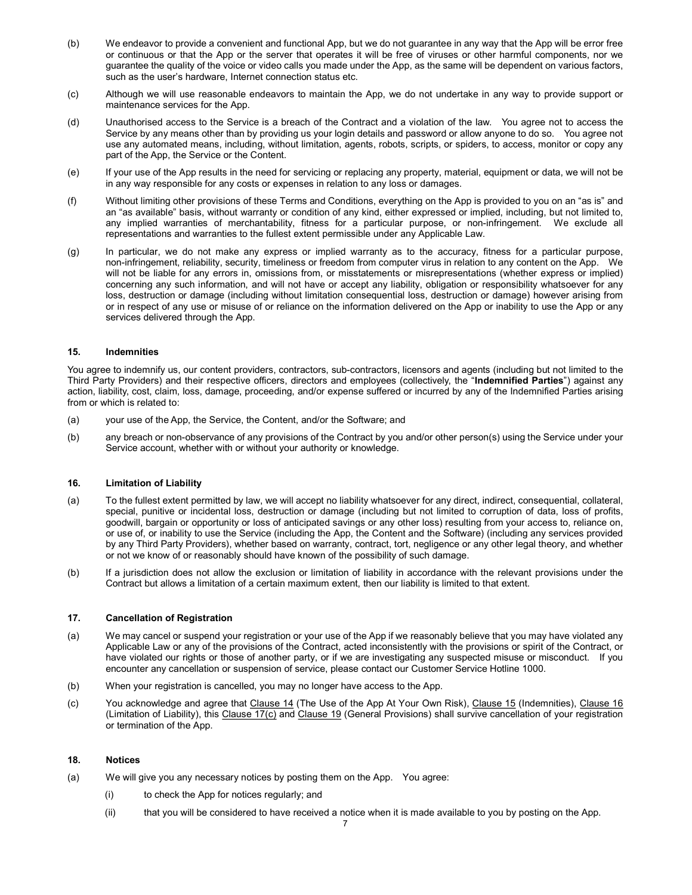(b) We endeavor to provide a convenient and functional App, but we do not guarantee in any way that the App will be error free or continuous or that the App or the server that operates it will be free of viruses or other harmful components, nor we guarantee the quality of the voice or video calls you made under the App, as the same will be dependent on various factors, such as the user's hardware, Internet connection status etc.

(c) Although we will use reasonable endeavors to maintain the App, we do not undertake in any way to provide support or maintenance services for the App.

(d) Unauthorised access to the Service is a breach of the Contract and a violation of the law. You agree not to access the Service by any means other than by providing us your login details and password or allow anyone to do so. You agree not use any automated means, including, without limitation, agents, robots, scripts, or spiders, to access, monitor or copy any part of the App, the Service or the Content.

(e) If your use of the App results in the need for servicing or replacing any property, material, equipment or data, we will not be in any way responsible for any costs or expenses in relation to any loss or damages.

(f) Without limiting other provisions of these Terms and Conditions, everything on the App is provided to you on an "as is" and an "as available" basis, without warranty or condition of any kind, either expressed or implied, including, but not limited to, any implied warranties of merchantability, fitness for a particular purpose, or non-infringement. We exclude all representations and warranties to the fullest extent permissible under any Applicable Law.

(g) In particular, we do not make any express or implied warranty as to the accuracy, fitness for a particular purpose, non-infringement, reliability, security, timeliness or freedom from computer virus in relation to any content on the App. We will not be liable for any errors in, omissions from, or misstatements or misrepresentations (whether express or implied) concerning any such information, and will not have or accept any liability, obligation or responsibility whatsoever for any loss, destruction or damage (including without limitation consequential loss, destruction or damage) however arising from or in respect of any use or misuse of or reliance on the information delivered on the App or inability to use the App or any services delivered through the App.

### 15. Indemnities

You agree to indemnify us, our content providers, contractors, sub-contractors, licensors and agents (including but not limited to the Third Party Providers) and their respective officers, directors and employees (collectively, the "**Indemnified Parties**") against any action, liability, cost, claim, loss, damage, proceeding, and/or expense suffered or incurred by any of the Indemnified Parties arising from or which is related to:

(a) your use of the App, the Service, the Content, and/or the Software; and

(b) any breach or non-observance of any provisions of the Contract by you and/or other person(s) using the Service under your Service account, whether with or without your authority or knowledge.

### 16. Limitation of Liability

(a) To the fullest extent permitted by law, we will accept no liability whatsoever for any direct, indirect, consequential, collateral, special, punitive or incidental loss, destruction or damage (including but not limited to corruption of data, loss of profits, goodwill, bargain or opportunity or loss of anticipated savings or any other loss) resulting from your access to, reliance on, or use of, or inability to use the Service (including the App, the Content and the Software) (including any services provided by any Third Party Providers), whether based on warranty, contract, tort, negligence or any other legal theory, and whether or not we know of or reasonably should have known of the possibility of such damage.

(b) If a jurisdiction does not allow the exclusion or limitation of liability in accordance with the relevant provisions under the Contract but allows a limitation of a certain maximum extent, then our liability is limited to that extent.

### 17. Cancellation of Registration

(a) We may cancel or suspend your registration or your use of the App if we reasonably believe that you may have violated any Applicable Law or any of the provisions of the Contract, acted inconsistently with the provisions or spirit of the Contract, or have violated our rights or those of another party, or if we are investigating any suspected misuse or misconduct. If you encounter any cancellation or suspension of service, please contact our Customer Service Hotline 1000.

(b) When your registration is cancelled, you may no longer have access to the App.

(c) You acknowledge and agree that Clause 14 (The Use of the App At Your Own Risk), Clause 15 (Indemnities), Clause 16 (Limitation of Liability), this Clause 17(c) and Clause 19 (General Provisions) shall survive cancellation of your registration or termination of the App.

### 18. Notices

(a) We will give you any necessary notices by posting them on the App. You agree:

(i) to check the App for notices regularly; and

(ii) that you will be considered to have received a notice when it is made available to you by posting on the App.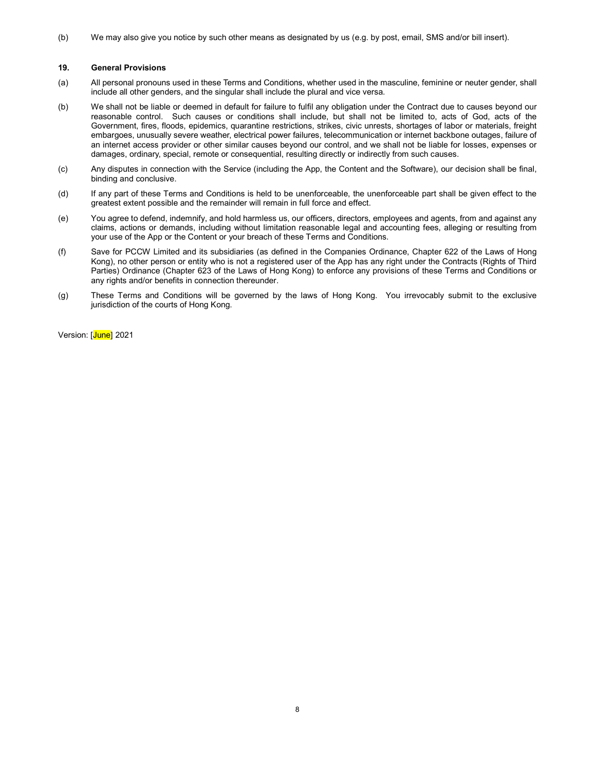(b) We may also give you notice by such other means as designated by us (e.g. by post, email, SMS and/or bill insert).

### 19. General Provisions

(a) All personal pronouns used in these Terms and Conditions, whether used in the masculine, feminine or neuter gender, shall include all other genders, and the singular shall include the plural and vice versa.

(b) We shall not be liable or deemed in default for failure to fulfil any obligation under the Contract due to causes beyond our reasonable control. Such causes or conditions shall include, but shall not be limited to, acts of God, acts of the Government, fires, floods, epidemics, quarantine restrictions, strikes, civic unrests, shortages of labor or materials, freight embargoes, unusually severe weather, electrical power failures, telecommunication or internet backbone outages, failure of an internet access provider or other similar causes beyond our control, and we shall not be liable for losses, expenses or damages, ordinary, special, remote or consequential, resulting directly or indirectly from such causes.

(c) Any disputes in connection with the Service (including the App, the Content and the Software), our decision shall be final, binding and conclusive.

(d) If any part of these Terms and Conditions is held to be unenforceable, the unenforceable part shall be given effect to the greatest extent possible and the remainder will remain in full force and effect.

(e) You agree to defend, indemnify, and hold harmless us, our officers, directors, employees and agents, from and against any claims, actions or demands, including without limitation reasonable legal and accounting fees, alleging or resulting from your use of the App or the Content or your breach of these Terms and Conditions.

(f) Save for PCCW Limited and its subsidiaries (as defined in the Companies Ordinance, Chapter 622 of the Laws of Hong Kong), no other person or entity who is not a registered user of the App has any right under the Contracts (Rights of Third Parties) Ordinance (Chapter 623 of the Laws of Hong Kong) to enforce any provisions of these Terms and Conditions or any rights and/or benefits in connection thereunder.

(g) These Terms and Conditions will be governed by the laws of Hong Kong. You irrevocably submit to the exclusive jurisdiction of the courts of Hong Kong.

Version: [June] 2021